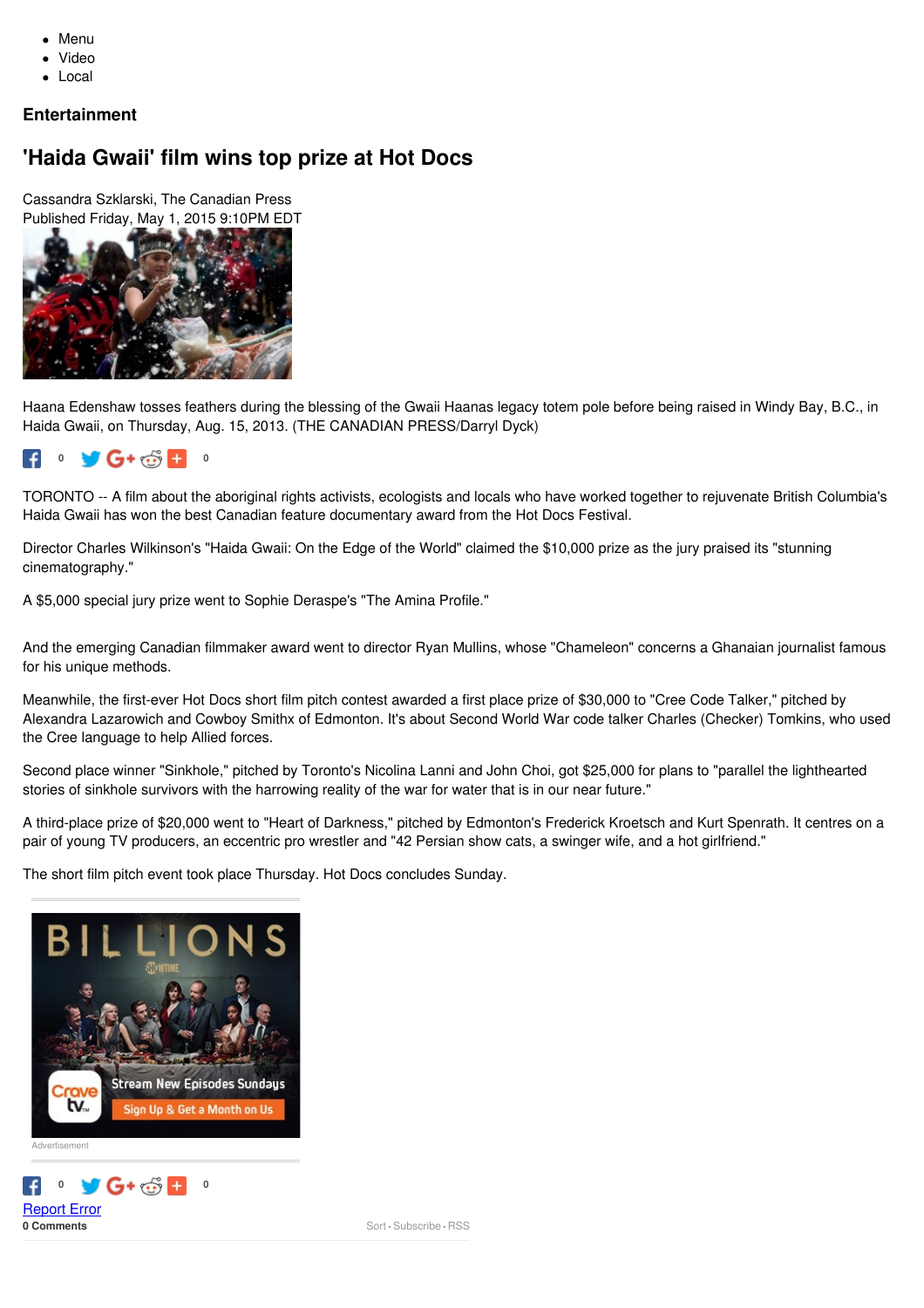- Menu
- Video
- Local

**Entertainment**

# 'Haida Gwaii' film wins top prize at Hot Docs

Cassandra Szklarski, The Canadian Press
Published Friday, May 1, 2015 9:10PM EDT

Haana Edenshaw tosses feathers during the blessing of the Gwaii Haanas legacy totem pole before being raised in Windy Bay, B.C., in Haida Gwaii, on Thursday, Aug. 15, 2013. (THE CANADIAN PRESS/Darryl Dyck)

TORONTO -- A film about the aboriginal rights activists, ecologists and locals who have worked together to rejuvenate British Columbia's Haida Gwaii has won the best Canadian feature documentary award from the Hot Docs Festival.

Director Charles Wilkinson's "Haida Gwaii: On the Edge of the World" claimed the $10,000 prize as the jury praised its "stunning cinematography."

A $5,000 special jury prize went to Sophie Deraspe's "The Amina Profile."

And the emerging Canadian filmmaker award went to director Ryan Mullins, whose "Chameleon" concerns a Ghanaian journalist famous for his unique methods.

Meanwhile, the first-ever Hot Docs short film pitch contest awarded a first place prize of $30,000 to "Cree Code Talker," pitched by Alexandra Lazarowich and Cowboy Smithx of Edmonton. It's about Second World War code talker Charles (Checker) Tomkins, who used the Cree language to help Allied forces.

Second place winner "Sinkhole," pitched by Toronto's Nicolina Lanni and John Choi, got $25,000 for plans to "parallel the lighthearted stories of sinkhole survivors with the harrowing reality of the war for water that is in our near future."

A third-place prize of $20,000 went to "Heart of Darkness," pitched by Edmonton's Frederick Kroetsch and Kurt Spenrath. It centres on a pair of young TV producers, an eccentric pro wrestler and "42 Persian show cats, a swinger wife, and a hot girlfriend."

The short film pitch event took place Thursday. Hot Docs concludes Sunday.

Advertisement

Report Error

**0 Comments**

Sort · Subscribe · RSS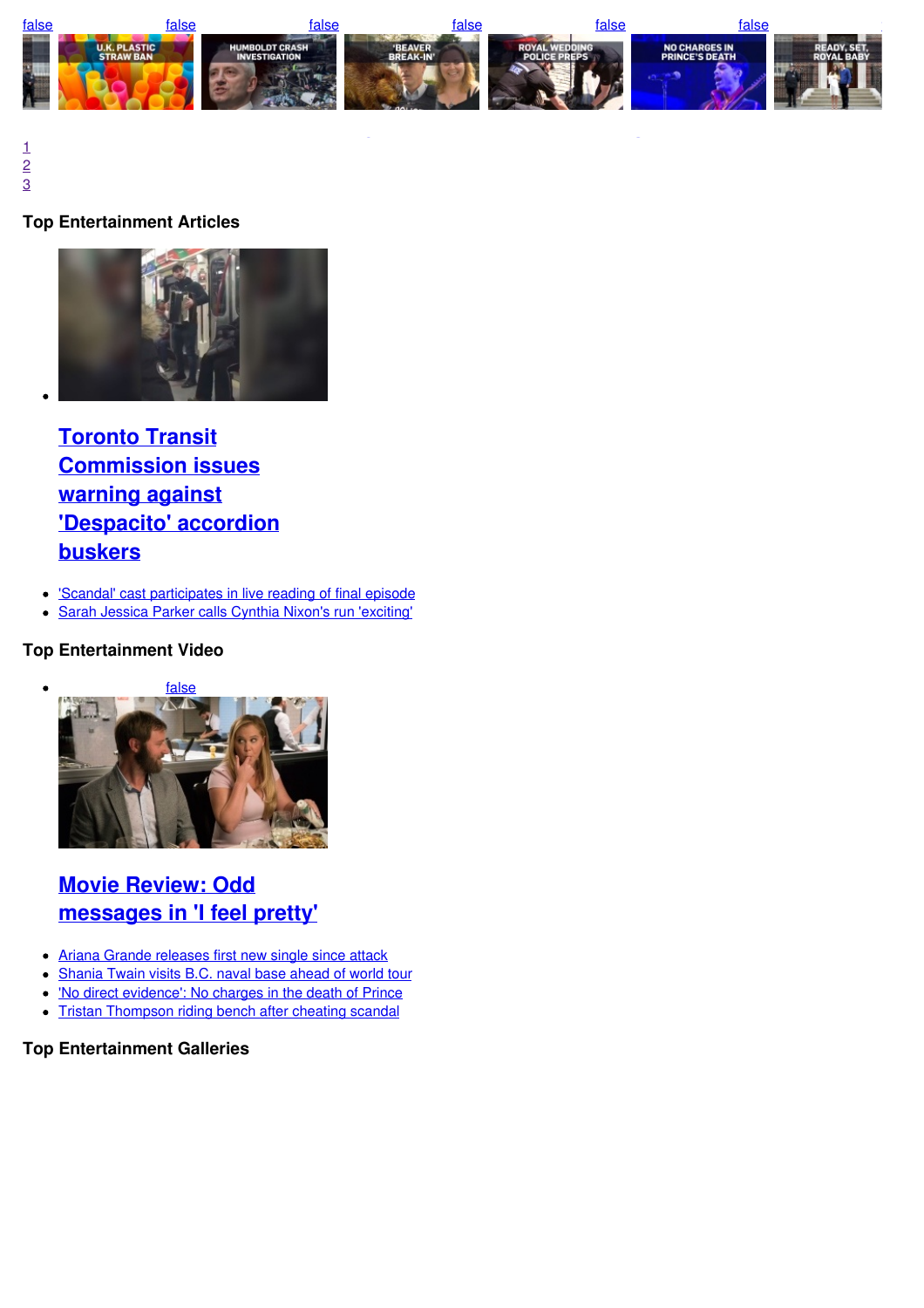false false false false false false

U.K. PLASTIC STRAW BAN

HUMBOLDT CRASH INVESTIGATION

'BEAVER BREAK-IN'

ROYAL WEDDING POLICE PREPS

NO CHARGES IN PRINCE'S DEATH

READY, SET, ROYAL BABY

1
2
3

### Top Entertainment Articles

- ## Toronto Transit Commission issues warning against 'Despacito' accordion buskers

- 'Scandal' cast participates in live reading of final episode
- Sarah Jessica Parker calls Cynthia Nixon's run 'exciting'

### Top Entertainment Video

- false

## Movie Review: Odd messages in 'I feel pretty'

- Ariana Grande releases first new single since attack
- Shania Twain visits B.C. naval base ahead of world tour
- 'No direct evidence': No charges in the death of Prince
- Tristan Thompson riding bench after cheating scandal

### Top Entertainment Galleries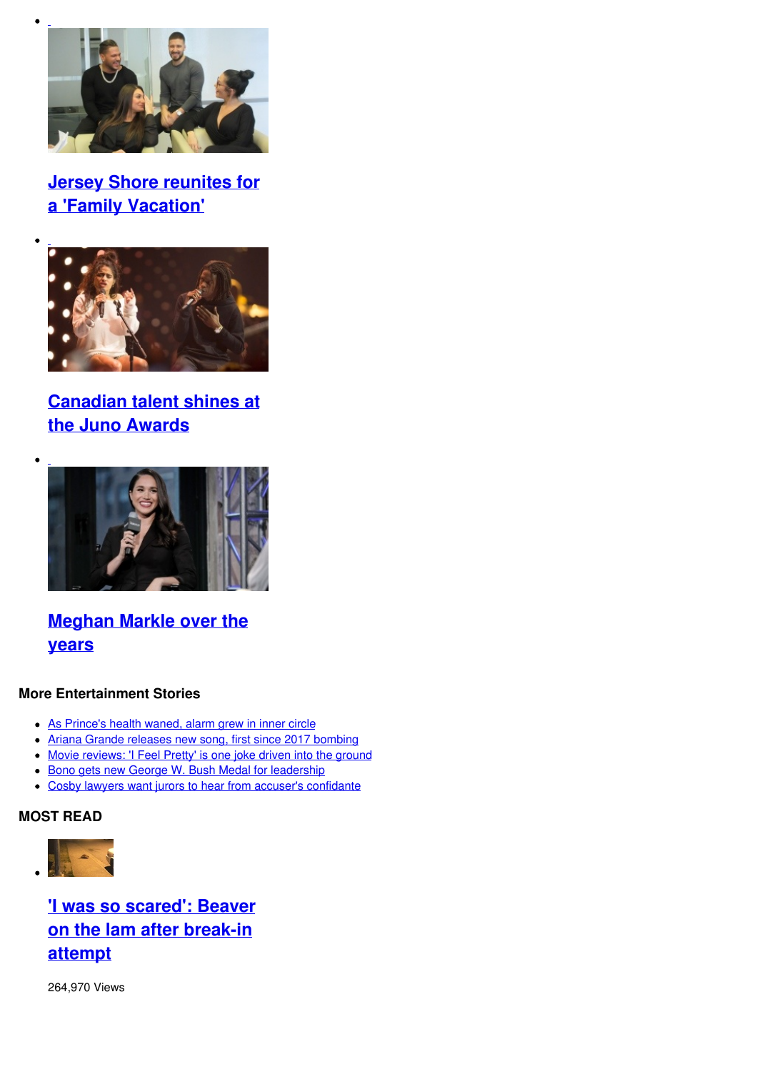- [Jersey Shore reunites for a 'Family Vacation']

- [Canadian talent shines at the Juno Awards]

- [Meghan Markle over the years]

### More Entertainment Stories

- As Prince's health waned, alarm grew in inner circle
- Ariana Grande releases new song, first since 2017 bombing
- Movie reviews: 'I Feel Pretty' is one joke driven into the ground
- Bono gets new George W. Bush Medal for leadership
- Cosby lawyers want jurors to hear from accuser's confidante

### MOST READ

- **'I was so scared': Beaver on the lam after break-in attempt**

  264,970 Views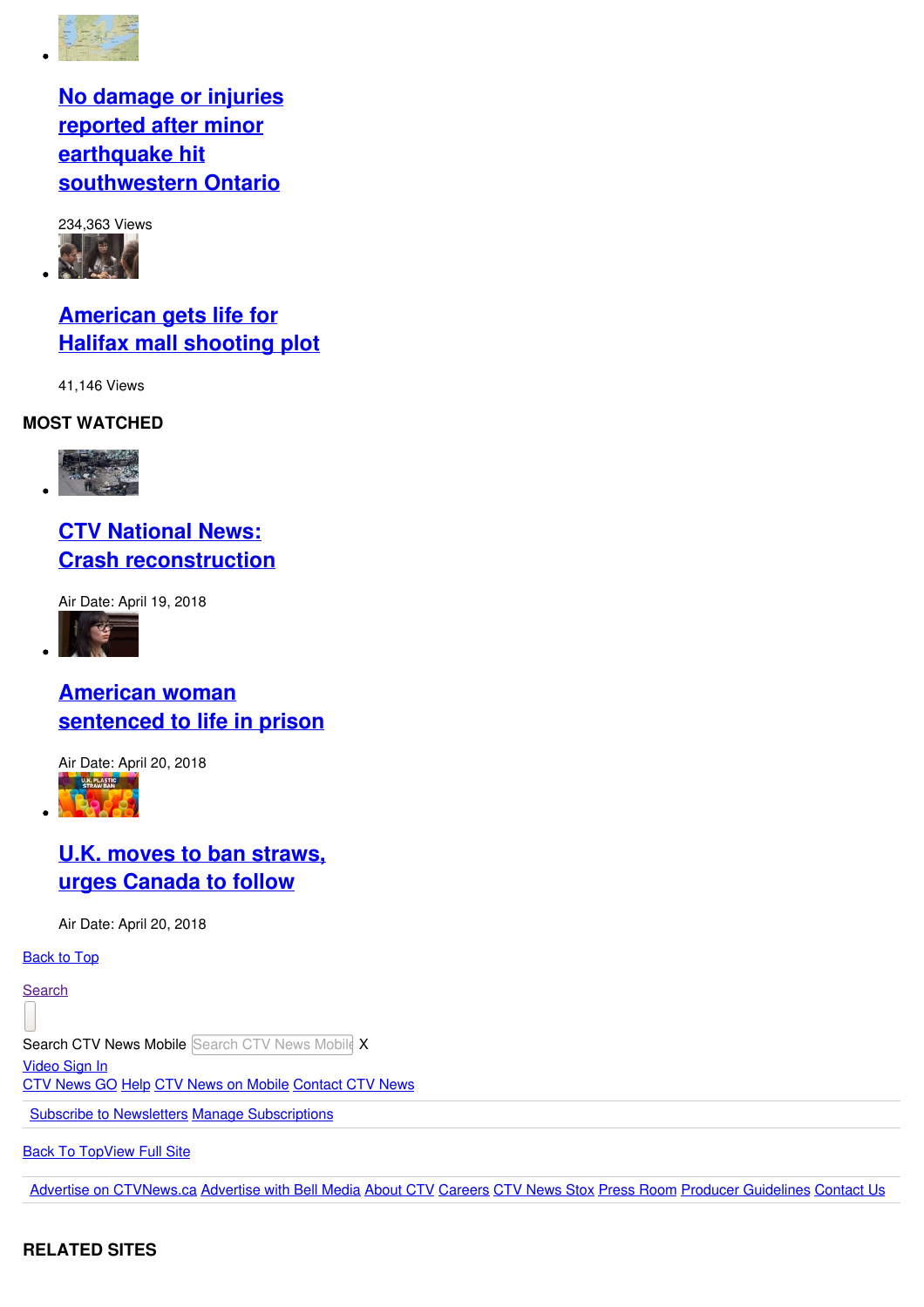- [No damage or injuries reported after minor earthquake hit southwestern Ontario]

  234,363 Views

- [American gets life for Halifax mall shooting plot]

  41,146 Views

**MOST WATCHED**

- [CTV National News: Crash reconstruction]

  Air Date: April 19, 2018

- [American woman sentenced to life in prison]

  Air Date: April 20, 2018

- [U.K. moves to ban straws, urges Canada to follow]

  Air Date: April 20, 2018

Back to Top

Search

Search CTV News Mobile X

Video Sign In

CTV News GO Help CTV News on Mobile Contact CTV News

Subscribe to Newsletters Manage Subscriptions

Back To TopView Full Site

Advertise on CTVNews.ca Advertise with Bell Media About CTV Careers CTV News Stox Press Room Producer Guidelines Contact Us

**RELATED SITES**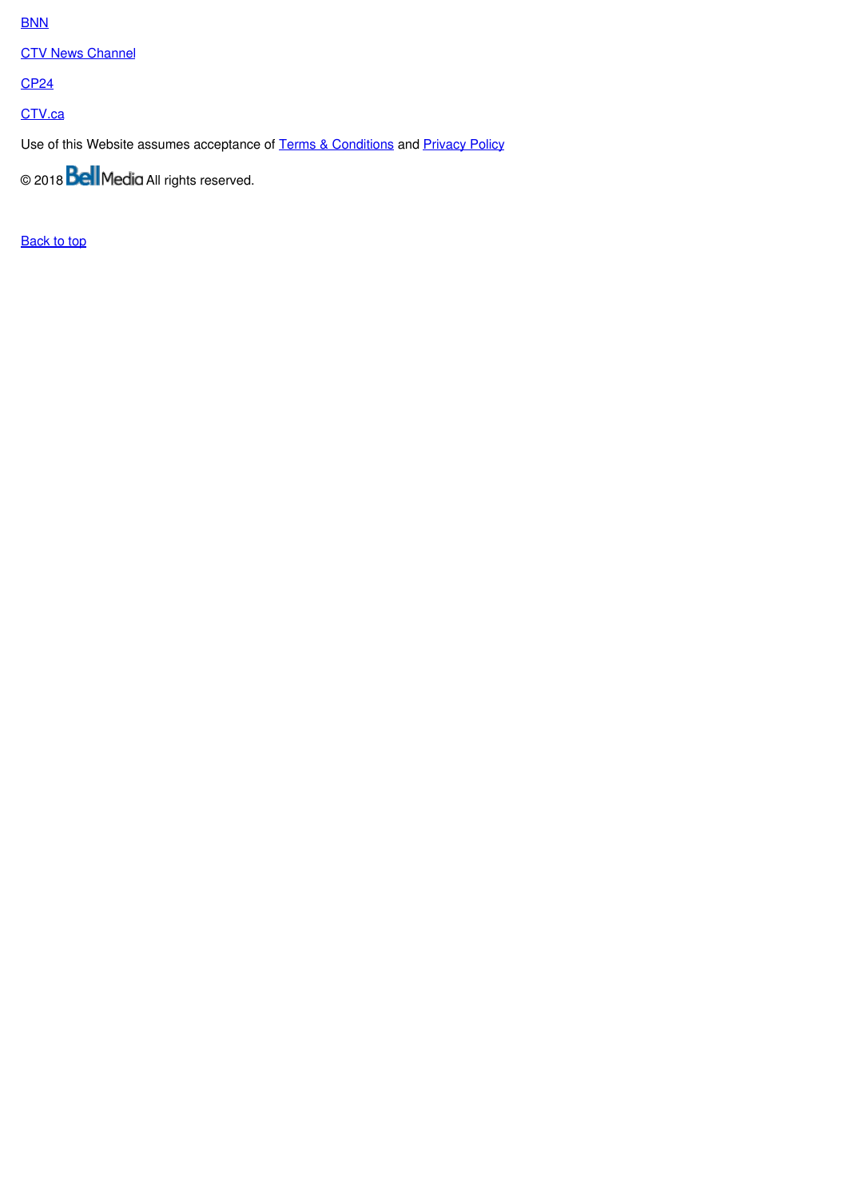BNN

CTV News Channel

CP24

CTV.ca

Use of this Website assumes acceptance of Terms & Conditions and Privacy Policy

© 2018 Bell Media All rights reserved.

Back to top